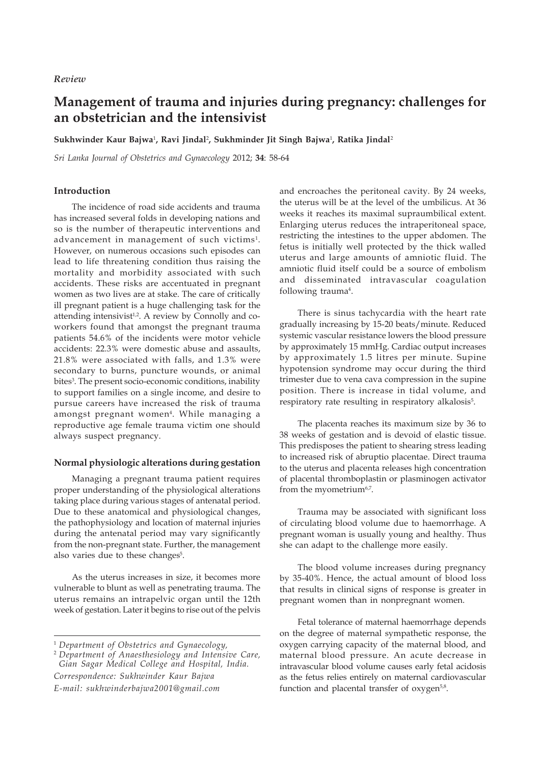*Review*

# Management of trauma and injuries during pregnancy: challenges for an obstetrician and the intensivist

**Sukhwinder Kaur Bajwa**[1], **Ravi Jindal**[2], **Sukhminder Jit Singh Bajwa**[1], **Ratika Jindal**[2]

*Sri Lanka Journal of Obstetrics and Gynaecology* 2012; **34**: 58-64

## Introduction

The incidence of road side accidents and trauma has increased several folds in developing nations and so is the number of therapeutic interventions and advancement in management of such victims[1]. However, on numerous occasions such episodes can lead to life threatening condition thus raising the mortality and morbidity associated with such accidents. These risks are accentuated in pregnant women as two lives are at stake. The care of critically ill pregnant patient is a huge challenging task for the attending intensivist[1,2]. A review by Connolly and co-workers found that amongst the pregnant trauma patients 54.6% of the incidents were motor vehicle accidents: 22.3% were domestic abuse and assaults, 21.8% were associated with falls, and 1.3% were secondary to burns, puncture wounds, or animal bites[3]. The present socio-economic conditions, inability to support families on a single income, and desire to pursue careers have increased the risk of trauma amongst pregnant women[4]. While managing a reproductive age female trauma victim one should always suspect pregnancy.

## Normal physiologic alterations during gestation

Managing a pregnant trauma patient requires proper understanding of the physiological alterations taking place during various stages of antenatal period. Due to these anatomical and physiological changes, the pathophysiology and location of maternal injuries during the antenatal period may vary significantly from the non-pregnant state. Further, the management also varies due to these changes[5].

As the uterus increases in size, it becomes more vulnerable to blunt as well as penetrating trauma. The uterus remains an intrapelvic organ until the 12th week of gestation. Later it begins to rise out of the pelvis and encroaches the peritoneal cavity. By 24 weeks, the uterus will be at the level of the umbilicus. At 36 weeks it reaches its maximal supraumbilical extent. Enlarging uterus reduces the intraperitoneal space, restricting the intestines to the upper abdomen. The fetus is initially well protected by the thick walled uterus and large amounts of amniotic fluid. The amniotic fluid itself could be a source of embolism and disseminated intravascular coagulation following trauma[4].

There is sinus tachycardia with the heart rate gradually increasing by 15-20 beats/minute. Reduced systemic vascular resistance lowers the blood pressure by approximately 15 mmHg. Cardiac output increases by approximately 1.5 litres per minute. Supine hypotension syndrome may occur during the third trimester due to vena cava compression in the supine position. There is increase in tidal volume, and respiratory rate resulting in respiratory alkalosis[5].

The placenta reaches its maximum size by 36 to 38 weeks of gestation and is devoid of elastic tissue. This predisposes the patient to shearing stress leading to increased risk of abruptio placentae. Direct trauma to the uterus and placenta releases high concentration of placental thromboplastin or plasminogen activator from the myometrium[6,7].

Trauma may be associated with significant loss of circulating blood volume due to haemorrhage. A pregnant woman is usually young and healthy. Thus she can adapt to the challenge more easily.

The blood volume increases during pregnancy by 35-40%. Hence, the actual amount of blood loss that results in clinical signs of response is greater in pregnant women than in nonpregnant women.

Fetal tolerance of maternal haemorrhage depends on the degree of maternal sympathetic response, the oxygen carrying capacity of the maternal blood, and maternal blood pressure. An acute decrease in intravascular blood volume causes early fetal acidosis as the fetus relies entirely on maternal cardiovascular function and placental transfer of oxygen[5,8].

---

[1] *Department of Obstetrics and Gynaecology,*

[2] *Department of Anaesthesiology and Intensive Care, Gian Sagar Medical College and Hospital, India.*

*Correspondence: Sukhwinder Kaur Bajwa*

*E-mail: sukhwinderbajwa2001@gmail.com*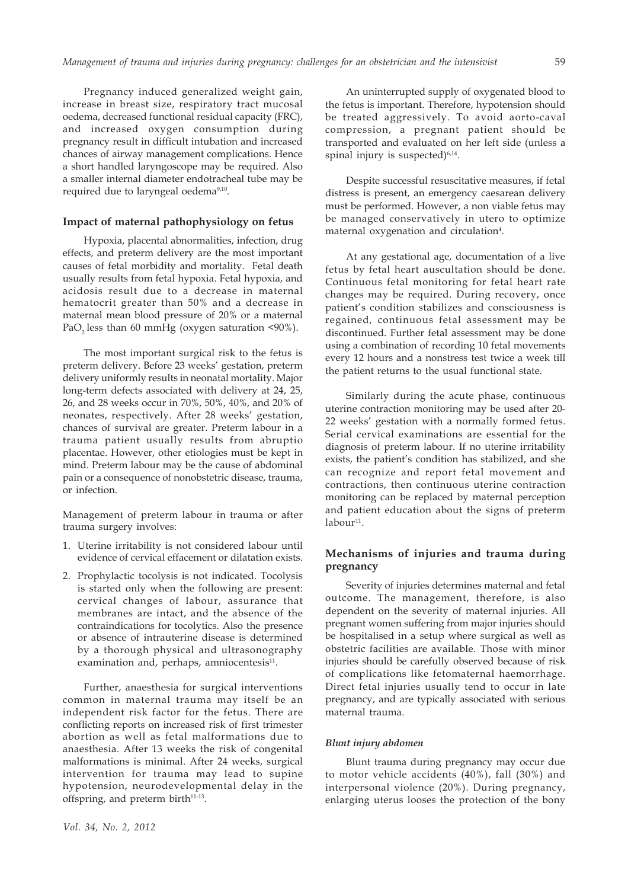Pregnancy induced generalized weight gain, increase in breast size, respiratory tract mucosal oedema, decreased functional residual capacity (FRC), and increased oxygen consumption during pregnancy result in difficult intubation and increased chances of airway management complications. Hence a short handled laryngoscope may be required. Also a smaller internal diameter endotracheal tube may be required due to laryngeal oedema[9,10].

### Impact of maternal pathophysiology on fetus

Hypoxia, placental abnormalities, infection, drug effects, and preterm delivery are the most important causes of fetal morbidity and mortality. Fetal death usually results from fetal hypoxia. Fetal hypoxia, and acidosis result due to a decrease in maternal hematocrit greater than 50% and a decrease in maternal mean blood pressure of 20% or a maternal $PaO_2$ less than 60 mmHg (oxygen saturation <90%).

The most important surgical risk to the fetus is preterm delivery. Before 23 weeks' gestation, preterm delivery uniformly results in neonatal mortality. Major long-term defects associated with delivery at 24, 25, 26, and 28 weeks occur in 70%, 50%, 40%, and 20% of neonates, respectively. After 28 weeks' gestation, chances of survival are greater. Preterm labour in a trauma patient usually results from abruptio placentae. However, other etiologies must be kept in mind. Preterm labour may be the cause of abdominal pain or a consequence of nonobstetric disease, trauma, or infection.

Management of preterm labour in trauma or after trauma surgery involves:

1. Uterine irritability is not considered labour until evidence of cervical effacement or dilatation exists.
2. Prophylactic tocolysis is not indicated. Tocolysis is started only when the following are present: cervical changes of labour, assurance that membranes are intact, and the absence of the contraindications for tocolytics. Also the presence or absence of intrauterine disease is determined by a thorough physical and ultrasonography examination and, perhaps, amniocentesis[11].

Further, anaesthesia for surgical interventions common in maternal trauma may itself be an independent risk factor for the fetus. There are conflicting reports on increased risk of first trimester abortion as well as fetal malformations due to anaesthesia. After 13 weeks the risk of congenital malformations is minimal. After 24 weeks, surgical intervention for trauma may lead to supine hypotension, neurodevelopmental delay in the offspring, and preterm birth[11-13].

An uninterrupted supply of oxygenated blood to the fetus is important. Therefore, hypotension should be treated aggressively. To avoid aorto-caval compression, a pregnant patient should be transported and evaluated on her left side (unless a spinal injury is suspected)[6,14].

Despite successful resuscitative measures, if fetal distress is present, an emergency caesarean delivery must be performed. However, a non viable fetus may be managed conservatively in utero to optimize maternal oxygenation and circulation[4].

At any gestational age, documentation of a live fetus by fetal heart auscultation should be done. Continuous fetal monitoring for fetal heart rate changes may be required. During recovery, once patient's condition stabilizes and consciousness is regained, continuous fetal assessment may be discontinued. Further fetal assessment may be done using a combination of recording 10 fetal movements every 12 hours and a nonstress test twice a week till the patient returns to the usual functional state.

Similarly during the acute phase, continuous uterine contraction monitoring may be used after 20-22 weeks' gestation with a normally formed fetus. Serial cervical examinations are essential for the diagnosis of preterm labour. If no uterine irritability exists, the patient's condition has stabilized, and she can recognize and report fetal movement and contractions, then continuous uterine contraction monitoring can be replaced by maternal perception and patient education about the signs of preterm labour[11].

### Mechanisms of injuries and trauma during pregnancy

Severity of injuries determines maternal and fetal outcome. The management, therefore, is also dependent on the severity of maternal injuries. All pregnant women suffering from major injuries should be hospitalised in a setup where surgical as well as obstetric facilities are available. Those with minor injuries should be carefully observed because of risk of complications like fetomaternal haemorrhage. Direct fetal injuries usually tend to occur in late pregnancy, and are typically associated with serious maternal trauma.

#### *Blunt injury abdomen*

Blunt trauma during pregnancy may occur due to motor vehicle accidents (40%), fall (30%) and interpersonal violence (20%). During pregnancy, enlarging uterus looses the protection of the bony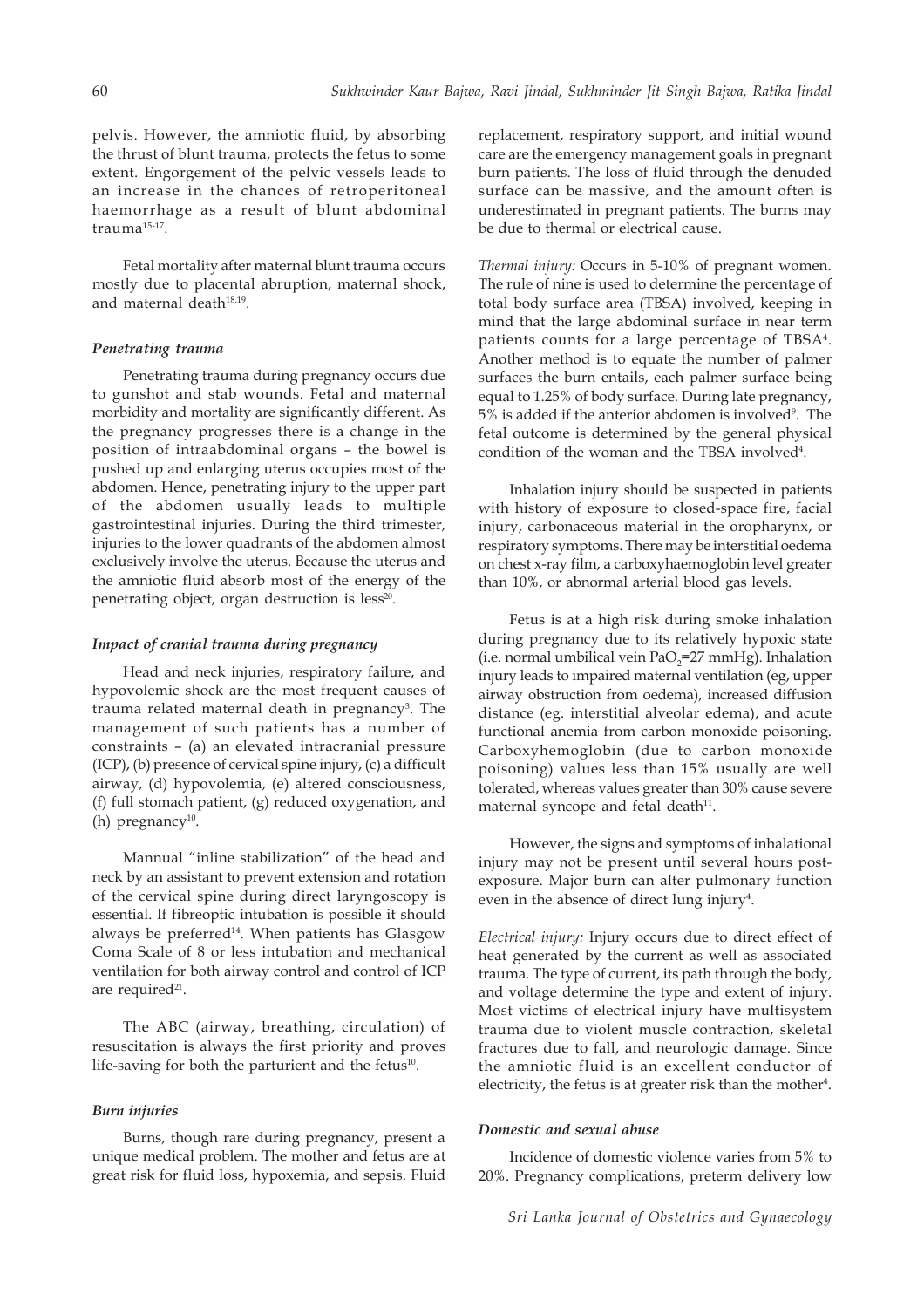pelvis. However, the amniotic fluid, by absorbing the thrust of blunt trauma, protects the fetus to some extent. Engorgement of the pelvic vessels leads to an increase in the chances of retroperitoneal haemorrhage as a result of blunt abdominal trauma[15-17].

Fetal mortality after maternal blunt trauma occurs mostly due to placental abruption, maternal shock, and maternal death[18,19].

### *Penetrating trauma*

Penetrating trauma during pregnancy occurs due to gunshot and stab wounds. Fetal and maternal morbidity and mortality are significantly different. As the pregnancy progresses there is a change in the position of intraabdominal organs – the bowel is pushed up and enlarging uterus occupies most of the abdomen. Hence, penetrating injury to the upper part of the abdomen usually leads to multiple gastrointestinal injuries. During the third trimester, injuries to the lower quadrants of the abdomen almost exclusively involve the uterus. Because the uterus and the amniotic fluid absorb most of the energy of the penetrating object, organ destruction is less[20].

### *Impact of cranial trauma during pregnancy*

Head and neck injuries, respiratory failure, and hypovolemic shock are the most frequent causes of trauma related maternal death in pregnancy[3]. The management of such patients has a number of constraints – (a) an elevated intracranial pressure (ICP), (b) presence of cervical spine injury, (c) a difficult airway, (d) hypovolemia, (e) altered consciousness, (f) full stomach patient, (g) reduced oxygenation, and (h) pregnancy[10].

Mannual "inline stabilization" of the head and neck by an assistant to prevent extension and rotation of the cervical spine during direct laryngoscopy is essential. If fibreoptic intubation is possible it should always be preferred[14]. When patients has Glasgow Coma Scale of 8 or less intubation and mechanical ventilation for both airway control and control of ICP are required[21].

The ABC (airway, breathing, circulation) of resuscitation is always the first priority and proves life-saving for both the parturient and the fetus[10].

### *Burn injuries*

Burns, though rare during pregnancy, present a unique medical problem. The mother and fetus are at great risk for fluid loss, hypoxemia, and sepsis. Fluid replacement, respiratory support, and initial wound care are the emergency management goals in pregnant burn patients. The loss of fluid through the denuded surface can be massive, and the amount often is underestimated in pregnant patients. The burns may be due to thermal or electrical cause.

*Thermal injury:* Occurs in 5-10% of pregnant women. The rule of nine is used to determine the percentage of total body surface area (TBSA) involved, keeping in mind that the large abdominal surface in near term patients counts for a large percentage of TBSA[4]. Another method is to equate the number of palmer surfaces the burn entails, each palmer surface being equal to 1.25% of body surface. During late pregnancy, 5% is added if the anterior abdomen is involved[9]. The fetal outcome is determined by the general physical condition of the woman and the TBSA involved[4].

Inhalation injury should be suspected in patients with history of exposure to closed-space fire, facial injury, carbonaceous material in the oropharynx, or respiratory symptoms. There may be interstitial oedema on chest x-ray film, a carboxyhaemoglobin level greater than 10%, or abnormal arterial blood gas levels.

Fetus is at a high risk during smoke inhalation during pregnancy due to its relatively hypoxic state (i.e. normal umbilical vein $PaO_2$=27 mmHg). Inhalation injury leads to impaired maternal ventilation (eg, upper airway obstruction from oedema), increased diffusion distance (eg. interstitial alveolar edema), and acute functional anemia from carbon monoxide poisoning. Carboxyhemoglobin (due to carbon monoxide poisoning) values less than 15% usually are well tolerated, whereas values greater than 30% cause severe maternal syncope and fetal death[11].

However, the signs and symptoms of inhalational injury may not be present until several hours post-exposure. Major burn can alter pulmonary function even in the absence of direct lung injury[4].

*Electrical injury:* Injury occurs due to direct effect of heat generated by the current as well as associated trauma. The type of current, its path through the body, and voltage determine the type and extent of injury. Most victims of electrical injury have multisystem trauma due to violent muscle contraction, skeletal fractures due to fall, and neurologic damage. Since the amniotic fluid is an excellent conductor of electricity, the fetus is at greater risk than the mother[4].

### *Domestic and sexual abuse*

Incidence of domestic violence varies from 5% to 20%. Pregnancy complications, preterm delivery low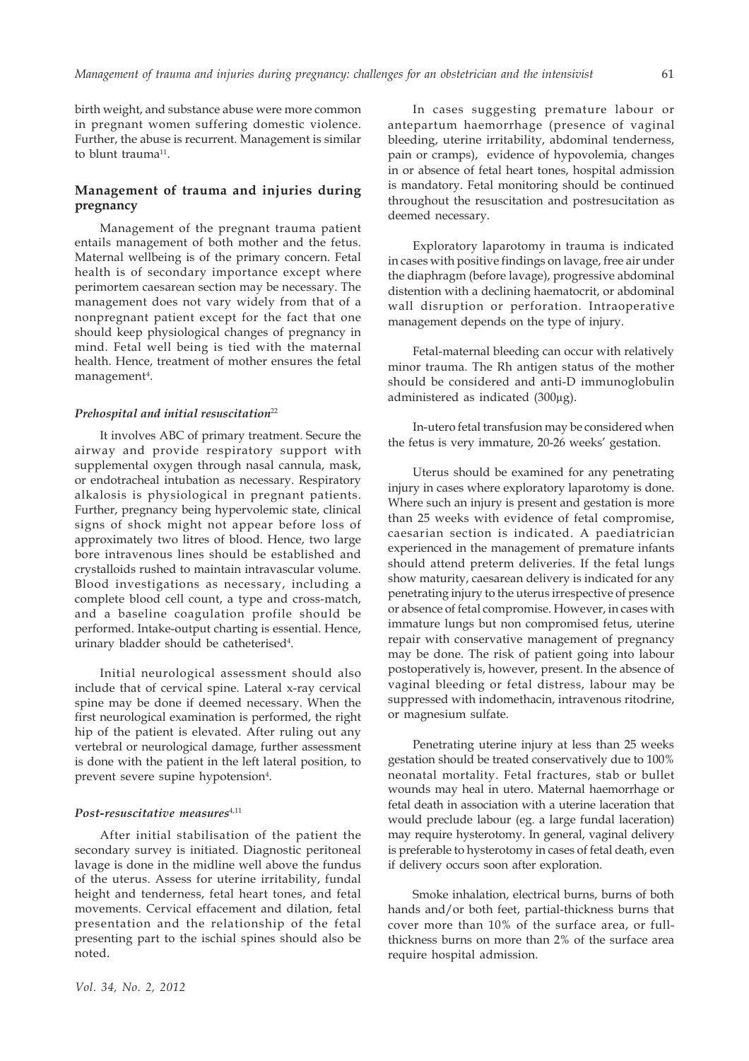birth weight, and substance abuse were more common in pregnant women suffering domestic violence. Further, the abuse is recurrent. Management is similar to blunt trauma[11].

## Management of trauma and injuries during pregnancy

Management of the pregnant trauma patient entails management of both mother and the fetus. Maternal wellbeing is of the primary concern. Fetal health is of secondary importance except where perimortem caesarean section may be necessary. The management does not vary widely from that of a nonpregnant patient except for the fact that one should keep physiological changes of pregnancy in mind. Fetal well being is tied with the maternal health. Hence, treatment of mother ensures the fetal management[4].

### *Prehospital and initial resuscitation*[22]

It involves ABC of primary treatment. Secure the airway and provide respiratory support with supplemental oxygen through nasal cannula, mask, or endotracheal intubation as necessary. Respiratory alkalosis is physiological in pregnant patients. Further, pregnancy being hypervolemic state, clinical signs of shock might not appear before loss of approximately two litres of blood. Hence, two large bore intravenous lines should be established and crystalloids rushed to maintain intravascular volume. Blood investigations as necessary, including a complete blood cell count, a type and cross-match, and a baseline coagulation profile should be performed. Intake-output charting is essential. Hence, urinary bladder should be catheterised[4].

Initial neurological assessment should also include that of cervical spine. Lateral x-ray cervical spine may be done if deemed necessary. When the first neurological examination is performed, the right hip of the patient is elevated. After ruling out any vertebral or neurological damage, further assessment is done with the patient in the left lateral position, to prevent severe supine hypotension[4].

### *Post-resuscitative measures*[4,11]

After initial stabilisation of the patient the secondary survey is initiated. Diagnostic peritoneal lavage is done in the midline well above the fundus of the uterus. Assess for uterine irritability, fundal height and tenderness, fetal heart tones, and fetal movements. Cervical effacement and dilation, fetal presentation and the relationship of the fetal presenting part to the ischial spines should also be noted.

In cases suggesting premature labour or antepartum haemorrhage (presence of vaginal bleeding, uterine irritability, abdominal tenderness, pain or cramps), evidence of hypovolemia, changes in or absence of fetal heart tones, hospital admission is mandatory. Fetal monitoring should be continued throughout the resuscitation and postresuscitation as deemed necessary.

Exploratory laparotomy in trauma is indicated in cases with positive findings on lavage, free air under the diaphragm (before lavage), progressive abdominal distention with a declining haematocrit, or abdominal wall disruption or perforation. Intraoperative management depends on the type of injury.

Fetal-maternal bleeding can occur with relatively minor trauma. The Rh antigen status of the mother should be considered and anti-D immunoglobulin administered as indicated (300µg).

In-utero fetal transfusion may be considered when the fetus is very immature, 20-26 weeks' gestation.

Uterus should be examined for any penetrating injury in cases where exploratory laparotomy is done. Where such an injury is present and gestation is more than 25 weeks with evidence of fetal compromise, caesarian section is indicated. A paediatrician experienced in the management of premature infants should attend preterm deliveries. If the fetal lungs show maturity, caesarean delivery is indicated for any penetrating injury to the uterus irrespective of presence or absence of fetal compromise. However, in cases with immature lungs but non compromised fetus, uterine repair with conservative management of pregnancy may be done. The risk of patient going into labour postoperatively is, however, present. In the absence of vaginal bleeding or fetal distress, labour may be suppressed with indomethacin, intravenous ritodrine, or magnesium sulfate.

Penetrating uterine injury at less than 25 weeks gestation should be treated conservatively due to 100% neonatal mortality. Fetal fractures, stab or bullet wounds may heal in utero. Maternal haemorrhage or fetal death in association with a uterine laceration that would preclude labour (eg. a large fundal laceration) may require hysterotomy. In general, vaginal delivery is preferable to hysterotomy in cases of fetal death, even if delivery occurs soon after exploration.

Smoke inhalation, electrical burns, burns of both hands and/or both feet, partial-thickness burns that cover more than 10% of the surface area, or full-thickness burns on more than 2% of the surface area require hospital admission.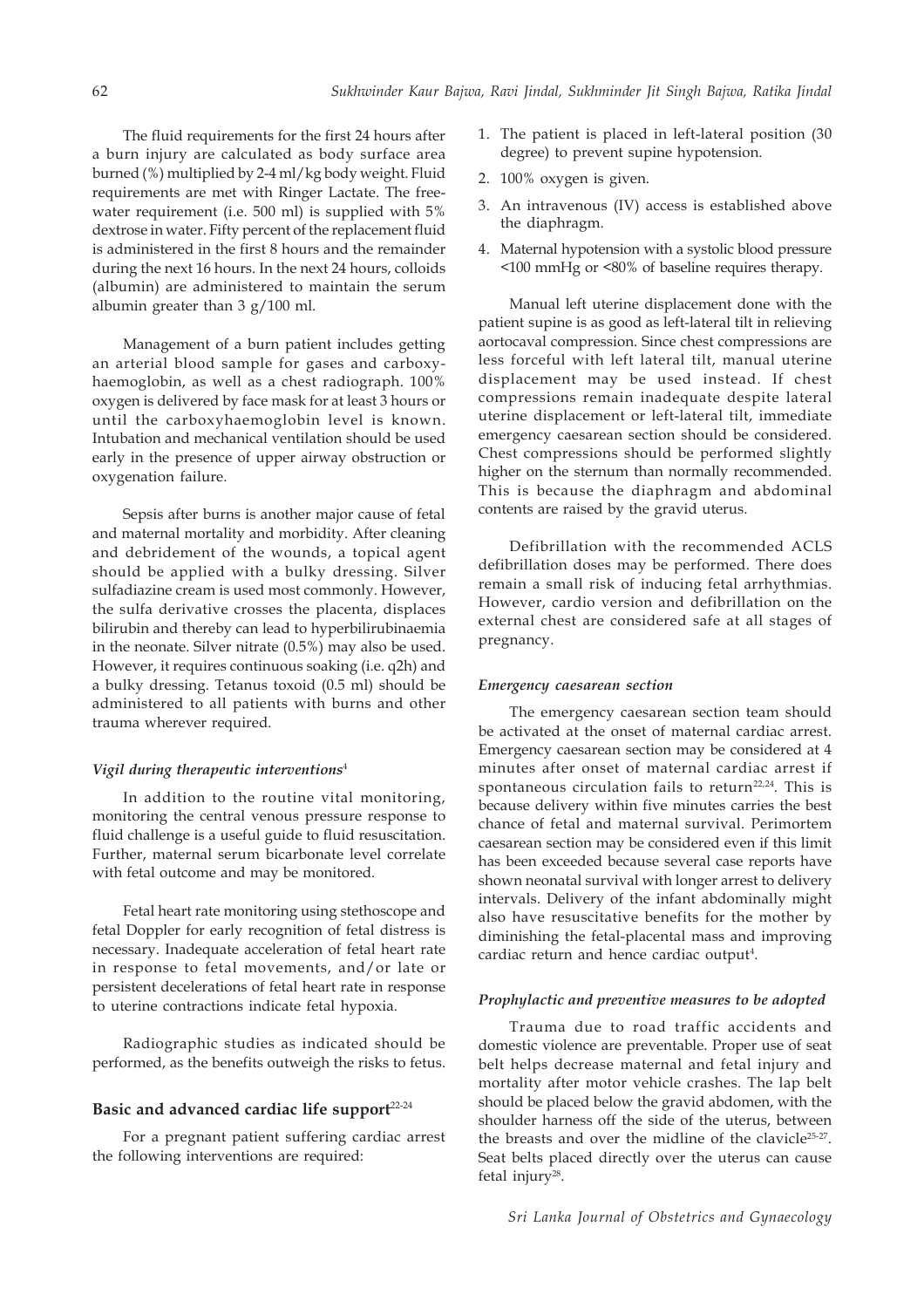The fluid requirements for the first 24 hours after a burn injury are calculated as body surface area burned (%) multiplied by 2-4 ml/kg body weight. Fluid requirements are met with Ringer Lactate. The free-water requirement (i.e. 500 ml) is supplied with 5% dextrose in water. Fifty percent of the replacement fluid is administered in the first 8 hours and the remainder during the next 16 hours. In the next 24 hours, colloids (albumin) are administered to maintain the serum albumin greater than 3 g/100 ml.

Management of a burn patient includes getting an arterial blood sample for gases and carboxy-haemoglobin, as well as a chest radiograph. 100% oxygen is delivered by face mask for at least 3 hours or until the carboxyhaemoglobin level is known. Intubation and mechanical ventilation should be used early in the presence of upper airway obstruction or oxygenation failure.

Sepsis after burns is another major cause of fetal and maternal mortality and morbidity. After cleaning and debridement of the wounds, a topical agent should be applied with a bulky dressing. Silver sulfadiazine cream is used most commonly. However, the sulfa derivative crosses the placenta, displaces bilirubin and thereby can lead to hyperbilirubinaemia in the neonate. Silver nitrate (0.5%) may also be used. However, it requires continuous soaking (i.e. q2h) and a bulky dressing. Tetanus toxoid (0.5 ml) should be administered to all patients with burns and other trauma wherever required.

#### *Vigil during therapeutic interventions*[4]

In addition to the routine vital monitoring, monitoring the central venous pressure response to fluid challenge is a useful guide to fluid resuscitation. Further, maternal serum bicarbonate level correlate with fetal outcome and may be monitored.

Fetal heart rate monitoring using stethoscope and fetal Doppler for early recognition of fetal distress is necessary. Inadequate acceleration of fetal heart rate in response to fetal movements, and/or late or persistent decelerations of fetal heart rate in response to uterine contractions indicate fetal hypoxia.

Radiographic studies as indicated should be performed, as the benefits outweigh the risks to fetus.

### Basic and advanced cardiac life support[22-24]

For a pregnant patient suffering cardiac arrest the following interventions are required:

1. The patient is placed in left-lateral position (30 degree) to prevent supine hypotension.
2. 100% oxygen is given.
3. An intravenous (IV) access is established above the diaphragm.
4. Maternal hypotension with a systolic blood pressure <100 mmHg or <80% of baseline requires therapy.

Manual left uterine displacement done with the patient supine is as good as left-lateral tilt in relieving aortocaval compression. Since chest compressions are less forceful with left lateral tilt, manual uterine displacement may be used instead. If chest compressions remain inadequate despite lateral uterine displacement or left-lateral tilt, immediate emergency caesarean section should be considered. Chest compressions should be performed slightly higher on the sternum than normally recommended. This is because the diaphragm and abdominal contents are raised by the gravid uterus.

Defibrillation with the recommended ACLS defibrillation doses may be performed. There does remain a small risk of inducing fetal arrhythmias. However, cardio version and defibrillation on the external chest are considered safe at all stages of pregnancy.

#### *Emergency caesarean section*

The emergency caesarean section team should be activated at the onset of maternal cardiac arrest. Emergency caesarean section may be considered at 4 minutes after onset of maternal cardiac arrest if spontaneous circulation fails to return[22,24]. This is because delivery within five minutes carries the best chance of fetal and maternal survival. Perimortem caesarean section may be considered even if this limit has been exceeded because several case reports have shown neonatal survival with longer arrest to delivery intervals. Delivery of the infant abdominally might also have resuscitative benefits for the mother by diminishing the fetal-placental mass and improving cardiac return and hence cardiac output[4].

#### *Prophylactic and preventive measures to be adopted*

Trauma due to road traffic accidents and domestic violence are preventable. Proper use of seat belt helps decrease maternal and fetal injury and mortality after motor vehicle crashes. The lap belt should be placed below the gravid abdomen, with the shoulder harness off the side of the uterus, between the breasts and over the midline of the clavicle[25-27]. Seat belts placed directly over the uterus can cause fetal injury[28].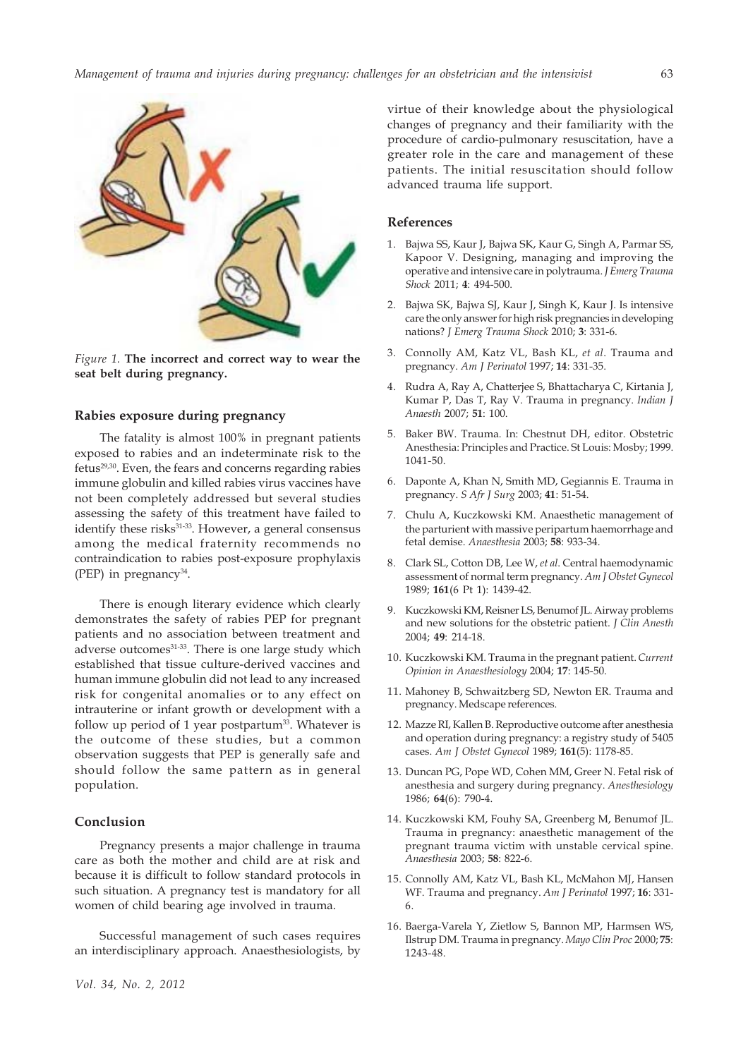*Figure 1.* **The incorrect and correct way to wear the seat belt during pregnancy.**

### Rabies exposure during pregnancy

The fatality is almost 100% in pregnant patients exposed to rabies and an indeterminate risk to the fetus[29,30]. Even, the fears and concerns regarding rabies immune globulin and killed rabies virus vaccines have not been completely addressed but several studies assessing the safety of this treatment have failed to identify these risks[31-33]. However, a general consensus among the medical fraternity recommends no contraindication to rabies post-exposure prophylaxis (PEP) in pregnancy[34].

There is enough literary evidence which clearly demonstrates the safety of rabies PEP for pregnant patients and no association between treatment and adverse outcomes[31-33]. There is one large study which established that tissue culture-derived vaccines and human immune globulin did not lead to any increased risk for congenital anomalies or to any effect on intrauterine or infant growth or development with a follow up period of 1 year postpartum[33]. Whatever is the outcome of these studies, but a common observation suggests that PEP is generally safe and should follow the same pattern as in general population.

### Conclusion

Pregnancy presents a major challenge in trauma care as both the mother and child are at risk and because it is difficult to follow standard protocols in such situation. A pregnancy test is mandatory for all women of child bearing age involved in trauma.

Successful management of such cases requires an interdisciplinary approach. Anaesthesiologists, by virtue of their knowledge about the physiological changes of pregnancy and their familiarity with the procedure of cardio-pulmonary resuscitation, have a greater role in the care and management of these patients. The initial resuscitation should follow advanced trauma life support.

### References

1. Bajwa SS, Kaur J, Bajwa SK, Kaur G, Singh A, Parmar SS, Kapoor V. Designing, managing and improving the operative and intensive care in polytrauma. *J Emerg Trauma Shock* 2011; **4**: 494-500.
2. Bajwa SK, Bajwa SJ, Kaur J, Singh K, Kaur J. Is intensive care the only answer for high risk pregnancies in developing nations? *J Emerg Trauma Shock* 2010; **3**: 331-6.
3. Connolly AM, Katz VL, Bash KL, *et al*. Trauma and pregnancy. *Am J Perinatol* 1997; **14**: 331-35.
4. Rudra A, Ray A, Chatterjee S, Bhattacharya C, Kirtania J, Kumar P, Das T, Ray V. Trauma in pregnancy. *Indian J Anaesth* 2007; **51**: 100.
5. Baker BW. Trauma. In: Chestnut DH, editor. Obstetric Anesthesia: Principles and Practice. St Louis: Mosby; 1999. 1041-50.
6. Daponte A, Khan N, Smith MD, Gegiannis E. Trauma in pregnancy. *S Afr J Surg* 2003; **41**: 51-54.
7. Chulu A, Kuczkowski KM. Anaesthetic management of the parturient with massive peripartum haemorrhage and fetal demise. *Anaesthesia* 2003; **58**: 933-34.
8. Clark SL, Cotton DB, Lee W, *et al*. Central haemodynamic assessment of normal term pregnancy. *Am J Obstet Gynecol* 1989; **161**(6 Pt 1): 1439-42.
9. Kuczkowski KM, Reisner LS, Benumof JL. Airway problems and new solutions for the obstetric patient. *J Clin Anesth* 2004; **49**: 214-18.
10. Kuczkowski KM. Trauma in the pregnant patient. *Current Opinion in Anaesthesiology* 2004; **17**: 145-50.
11. Mahoney B, Schwaitzberg SD, Newton ER. Trauma and pregnancy. Medscape references.
12. Mazze RI, Kallen B. Reproductive outcome after anesthesia and operation during pregnancy: a registry study of 5405 cases. *Am J Obstet Gynecol* 1989; **161**(5): 1178-85.
13. Duncan PG, Pope WD, Cohen MM, Greer N. Fetal risk of anesthesia and surgery during pregnancy. *Anesthesiology* 1986; **64**(6): 790-4.
14. Kuczkowski KM, Fouhy SA, Greenberg M, Benumof JL. Trauma in pregnancy: anaesthetic management of the pregnant trauma victim with unstable cervical spine. *Anaesthesia* 2003; **58**: 822-6.
15. Connolly AM, Katz VL, Bash KL, McMahon MJ, Hansen WF. Trauma and pregnancy. *Am J Perinatol* 1997; **16**: 331-6.
16. Baerga-Varela Y, Zietlow S, Bannon MP, Harmsen WS, Ilstrup DM. Trauma in pregnancy. *Mayo Clin Proc* 2000; **75**: 1243-48.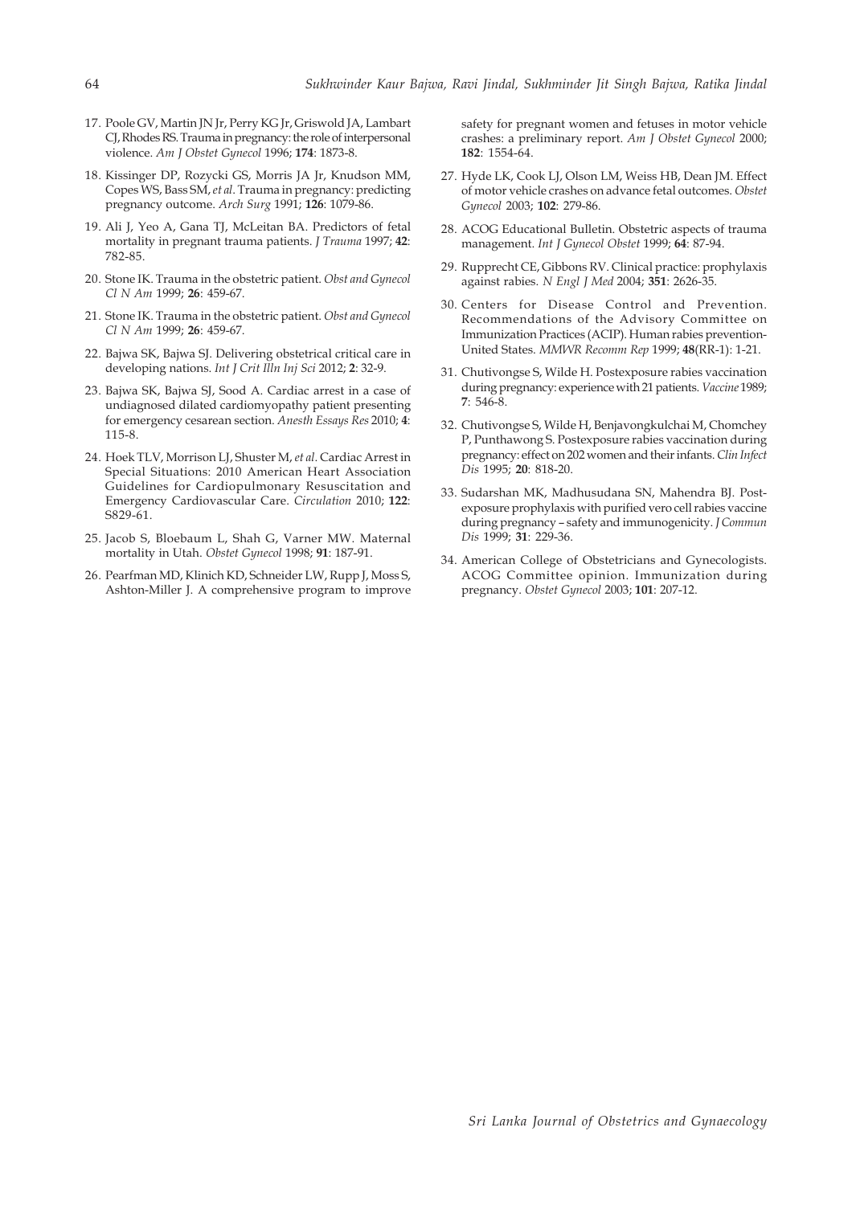17. Poole GV, Martin JN Jr, Perry KG Jr, Griswold JA, Lambart CJ, Rhodes RS. Trauma in pregnancy: the role of interpersonal violence. *Am J Obstet Gynecol* 1996; **174**: 1873-8.

18. Kissinger DP, Rozycki GS, Morris JA Jr, Knudson MM, Copes WS, Bass SM, *et al*. Trauma in pregnancy: predicting pregnancy outcome. *Arch Surg* 1991; **126**: 1079-86.

19. Ali J, Yeo A, Gana TJ, McLeitan BA. Predictors of fetal mortality in pregnant trauma patients. *J Trauma* 1997; **42**: 782-85.

20. Stone IK. Trauma in the obstetric patient. *Obst and Gynecol Cl N Am* 1999; **26**: 459-67.

21. Stone IK. Trauma in the obstetric patient. *Obst and Gynecol Cl N Am* 1999; **26**: 459-67.

22. Bajwa SK, Bajwa SJ. Delivering obstetrical critical care in developing nations. *Int J Crit Illn Inj Sci* 2012; **2**: 32-9.

23. Bajwa SK, Bajwa SJ, Sood A. Cardiac arrest in a case of undiagnosed dilated cardiomyopathy patient presenting for emergency cesarean section. *Anesth Essays Res* 2010; **4**: 115-8.

24. Hoek TLV, Morrison LJ, Shuster M, *et al*. Cardiac Arrest in Special Situations: 2010 American Heart Association Guidelines for Cardiopulmonary Resuscitation and Emergency Cardiovascular Care. *Circulation* 2010; **122**: S829-61.

25. Jacob S, Bloebaum L, Shah G, Varner MW. Maternal mortality in Utah. *Obstet Gynecol* 1998; **91**: 187-91.

26. Pearfman MD, Klinich KD, Schneider LW, Rupp J, Moss S, Ashton-Miller J. A comprehensive program to improve safety for pregnant women and fetuses in motor vehicle crashes: a preliminary report. *Am J Obstet Gynecol* 2000; **182**: 1554-64.

27. Hyde LK, Cook LJ, Olson LM, Weiss HB, Dean JM. Effect of motor vehicle crashes on advance fetal outcomes. *Obstet Gynecol* 2003; **102**: 279-86.

28. ACOG Educational Bulletin. Obstetric aspects of trauma management. *Int J Gynecol Obstet* 1999; **64**: 87-94.

29. Rupprecht CE, Gibbons RV. Clinical practice: prophylaxis against rabies. *N Engl J Med* 2004; **351**: 2626-35.

30. Centers for Disease Control and Prevention. Recommendations of the Advisory Committee on Immunization Practices (ACIP). Human rabies prevention-United States. *MMWR Recomm Rep* 1999; **48**(RR-1): 1-21.

31. Chutivongse S, Wilde H. Postexposure rabies vaccination during pregnancy: experience with 21 patients. *Vaccine* 1989; **7**: 546-8.

32. Chutivongse S, Wilde H, Benjavongkulchai M, Chomchey P, Punthawong S. Postexposure rabies vaccination during pregnancy: effect on 202 women and their infants. *Clin Infect Dis* 1995; **20**: 818-20.

33. Sudarshan MK, Madhusudana SN, Mahendra BJ. Post-exposure prophylaxis with purified vero cell rabies vaccine during pregnancy – safety and immunogenicity. *J Commun Dis* 1999; **31**: 229-36.

34. American College of Obstetricians and Gynecologists. ACOG Committee opinion. Immunization during pregnancy. *Obstet Gynecol* 2003; **101**: 207-12.